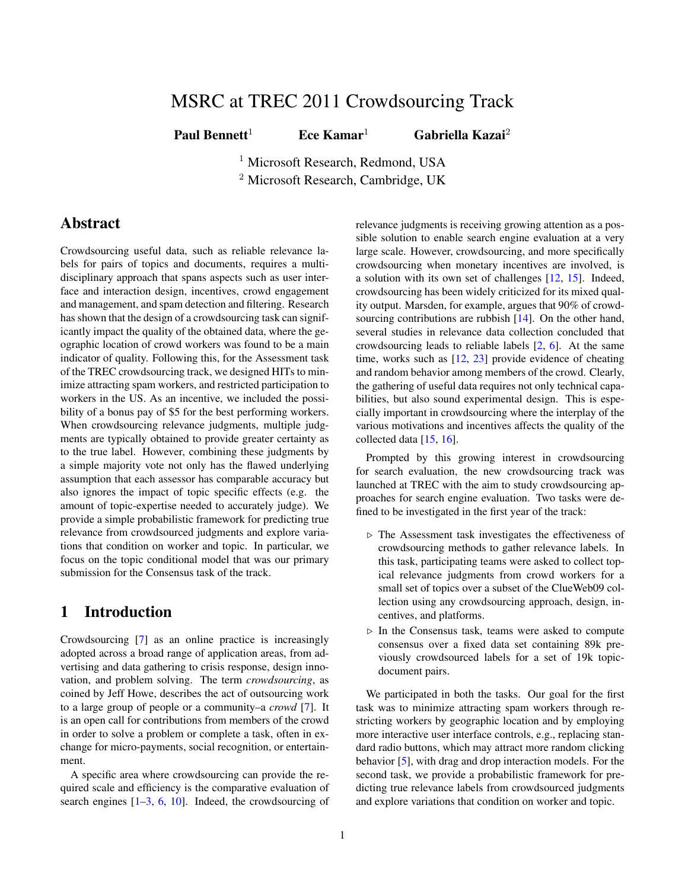# MSRC at TREC 2011 Crowdsourcing Track

**Paul Bennett**[1] **Ece Kamar**[1] **Gabriella Kazai**[2]

[1] Microsoft Research, Redmond, USA
[2] Microsoft Research, Cambridge, UK

## Abstract

Crowdsourcing useful data, such as reliable relevance labels for pairs of topics and documents, requires a multidisciplinary approach that spans aspects such as user interface and interaction design, incentives, crowd engagement and management, and spam detection and filtering. Research has shown that the design of a crowdsourcing task can significantly impact the quality of the obtained data, where the geographic location of crowd workers was found to be a main indicator of quality. Following this, for the Assessment task of the TREC crowdsourcing track, we designed HITs to minimize attracting spam workers, and restricted participation to workers in the US. As an incentive, we included the possibility of a bonus pay of $5 for the best performing workers. When crowdsourcing relevance judgments, multiple judgments are typically obtained to provide greater certainty as to the true label. However, combining these judgments by a simple majority vote not only has the flawed underlying assumption that each assessor has comparable accuracy but also ignores the impact of topic specific effects (e.g. the amount of topic-expertise needed to accurately judge). We provide a simple probabilistic framework for predicting true relevance from crowdsourced judgments and explore variations that condition on worker and topic. In particular, we focus on the topic conditional model that was our primary submission for the Consensus task of the track.

## 1 Introduction

Crowdsourcing [7] as an online practice is increasingly adopted across a broad range of application areas, from advertising and data gathering to crisis response, design innovation, and problem solving. The term *crowdsourcing*, as coined by Jeff Howe, describes the act of outsourcing work to a large group of people or a community–a *crowd* [7]. It is an open call for contributions from members of the crowd in order to solve a problem or complete a task, often in exchange for micro-payments, social recognition, or entertainment.

A specific area where crowdsourcing can provide the required scale and efficiency is the comparative evaluation of search engines [1–3, 6, 10]. Indeed, the crowdsourcing of relevance judgments is receiving growing attention as a possible solution to enable search engine evaluation at a very large scale. However, crowdsourcing, and more specifically crowdsourcing when monetary incentives are involved, is a solution with its own set of challenges [12, 15]. Indeed, crowdsourcing has been widely criticized for its mixed quality output. Marsden, for example, argues that 90% of crowdsourcing contributions are rubbish [14]. On the other hand, several studies in relevance data collection concluded that crowdsourcing leads to reliable labels [2, 6]. At the same time, works such as [12, 23] provide evidence of cheating and random behavior among members of the crowd. Clearly, the gathering of useful data requires not only technical capabilities, but also sound experimental design. This is especially important in crowdsourcing where the interplay of the various motivations and incentives affects the quality of the collected data [15, 16].

Prompted by this growing interest in crowdsourcing for search evaluation, the new crowdsourcing track was launched at TREC with the aim to study crowdsourcing approaches for search engine evaluation. Two tasks were defined to be investigated in the first year of the track:

- ▷ The Assessment task investigates the effectiveness of crowdsourcing methods to gather relevance labels. In this task, participating teams were asked to collect topical relevance judgments from crowd workers for a small set of topics over a subset of the ClueWeb09 collection using any crowdsourcing approach, design, incentives, and platforms.
- ▷ In the Consensus task, teams were asked to compute consensus over a fixed data set containing 89k previously crowdsourced labels for a set of 19k topic-document pairs.

We participated in both the tasks. Our goal for the first task was to minimize attracting spam workers through restricting workers by geographic location and by employing more interactive user interface controls, e.g., replacing standard radio buttons, which may attract more random clicking behavior [5], with drag and drop interaction models. For the second task, we provide a probabilistic framework for predicting true relevance labels from crowdsourced judgments and explore variations that condition on worker and topic.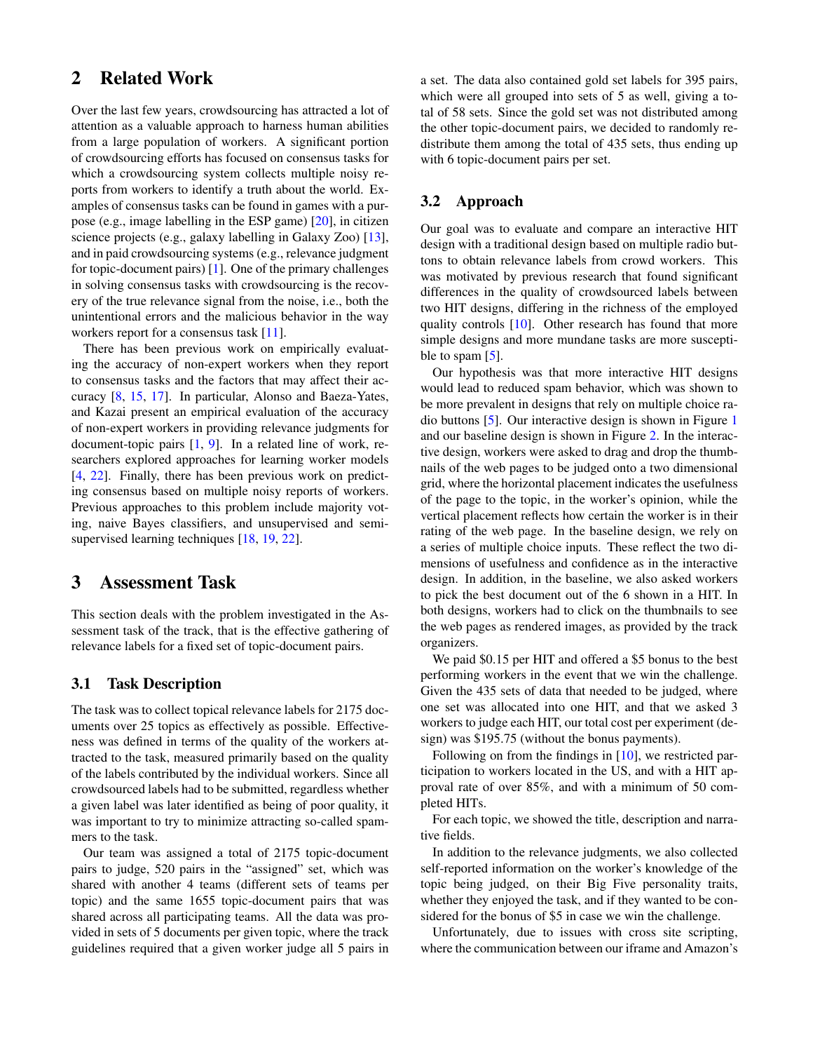## 2 Related Work

Over the last few years, crowdsourcing has attracted a lot of attention as a valuable approach to harness human abilities from a large population of workers. A significant portion of crowdsourcing efforts has focused on consensus tasks for which a crowdsourcing system collects multiple noisy reports from workers to identify a truth about the world. Examples of consensus tasks can be found in games with a purpose (e.g., image labelling in the ESP game) [20], in citizen science projects (e.g., galaxy labelling in Galaxy Zoo) [13], and in paid crowdsourcing systems (e.g., relevance judgment for topic-document pairs) [1]. One of the primary challenges in solving consensus tasks with crowdsourcing is the recovery of the true relevance signal from the noise, i.e., both the unintentional errors and the malicious behavior in the way workers report for a consensus task [11].

There has been previous work on empirically evaluating the accuracy of non-expert workers when they report to consensus tasks and the factors that may affect their accuracy [8, 15, 17]. In particular, Alonso and Baeza-Yates, and Kazai present an empirical evaluation of the accuracy of non-expert workers in providing relevance judgments for document-topic pairs [1, 9]. In a related line of work, researchers explored approaches for learning worker models [4, 22]. Finally, there has been previous work on predicting consensus based on multiple noisy reports of workers. Previous approaches to this problem include majority voting, naive Bayes classifiers, and unsupervised and semi-supervised learning techniques [18, 19, 22].

## 3 Assessment Task

This section deals with the problem investigated in the Assessment task of the track, that is the effective gathering of relevance labels for a fixed set of topic-document pairs.

### 3.1 Task Description

The task was to collect topical relevance labels for 2175 documents over 25 topics as effectively as possible. Effectiveness was defined in terms of the quality of the workers attracted to the task, measured primarily based on the quality of the labels contributed by the individual workers. Since all crowdsourced labels had to be submitted, regardless whether a given label was later identified as being of poor quality, it was important to try to minimize attracting so-called spammers to the task.

Our team was assigned a total of 2175 topic-document pairs to judge, 520 pairs in the "assigned" set, which was shared with another 4 teams (different sets of teams per topic) and the same 1655 topic-document pairs that was shared across all participating teams. All the data was provided in sets of 5 documents per given topic, where the track guidelines required that a given worker judge all 5 pairs in a set. The data also contained gold set labels for 395 pairs, which were all grouped into sets of 5 as well, giving a total of 58 sets. Since the gold set was not distributed among the other topic-document pairs, we decided to randomly redistribute them among the total of 435 sets, thus ending up with 6 topic-document pairs per set.

### 3.2 Approach

Our goal was to evaluate and compare an interactive HIT design with a traditional design based on multiple radio buttons to obtain relevance labels from crowd workers. This was motivated by previous research that found significant differences in the quality of crowdsourced labels between two HIT designs, differing in the richness of the employed quality controls [10]. Other research has found that more simple designs and more mundane tasks are more susceptible to spam [5].

Our hypothesis was that more interactive HIT designs would lead to reduced spam behavior, which was shown to be more prevalent in designs that rely on multiple choice radio buttons [5]. Our interactive design is shown in Figure 1 and our baseline design is shown in Figure 2. In the interactive design, workers were asked to drag and drop the thumbnails of the web pages to be judged onto a two dimensional grid, where the horizontal placement indicates the usefulness of the page to the topic, in the worker's opinion, while the vertical placement reflects how certain the worker is in their rating of the web page. In the baseline design, we rely on a series of multiple choice inputs. These reflect the two dimensions of usefulness and confidence as in the interactive design. In addition, in the baseline, we also asked workers to pick the best document out of the 6 shown in a HIT. In both designs, workers had to click on the thumbnails to see the web pages as rendered images, as provided by the track organizers.

We paid \$0.15 per HIT and offered a \$5 bonus to the best performing workers in the event that we win the challenge. Given the 435 sets of data that needed to be judged, where one set was allocated into one HIT, and that we asked 3 workers to judge each HIT, our total cost per experiment (design) was \$195.75 (without the bonus payments).

Following on from the findings in [10], we restricted participation to workers located in the US, and with a HIT approval rate of over 85%, and with a minimum of 50 completed HITs.

For each topic, we showed the title, description and narrative fields.

In addition to the relevance judgments, we also collected self-reported information on the worker's knowledge of the topic being judged, on their Big Five personality traits, whether they enjoyed the task, and if they wanted to be considered for the bonus of \$5 in case we win the challenge.

Unfortunately, due to issues with cross site scripting, where the communication between our iframe and Amazon's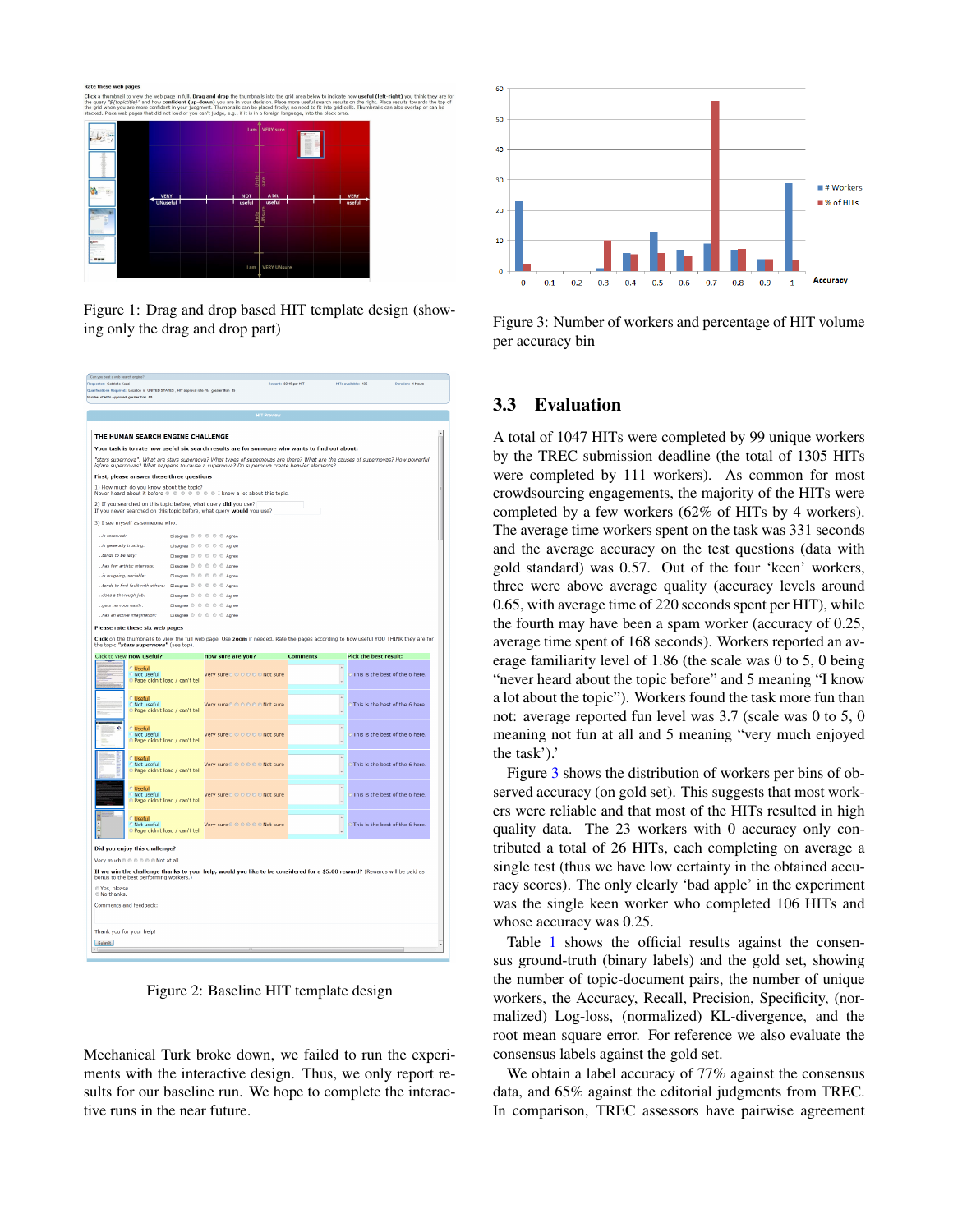Figure 1: Drag and drop based HIT template design (showing only the drag and drop part)

Figure 2: Baseline HIT template design

Mechanical Turk broke down, we failed to run the experiments with the interactive design. Thus, we only report results for our baseline run. We hope to complete the interactive runs in the near future.

Figure 3: Number of workers and percentage of HIT volume per accuracy bin

## 3.3 Evaluation

A total of 1047 HITs were completed by 99 unique workers by the TREC submission deadline (the total of 1305 HITs were completed by 111 workers). As common for most crowdsourcing engagements, the majority of the HITs were completed by a few workers (62% of HITs by 4 workers). The average time workers spent on the task was 331 seconds and the average accuracy on the test questions (data with gold standard) was 0.57. Out of the four 'keen' workers, three were above average quality (accuracy levels around 0.65, with average time of 220 seconds spent per HIT), while the fourth may have been a spam worker (accuracy of 0.25, average time spent of 168 seconds). Workers reported an average familiarity level of 1.86 (the scale was 0 to 5, 0 being "never heard about the topic before" and 5 meaning "I know a lot about the topic"). Workers found the task more fun than not: average reported fun level was 3.7 (scale was 0 to 5, 0 meaning not fun at all and 5 meaning "very much enjoyed the task').'

Figure 3 shows the distribution of workers per bins of observed accuracy (on gold set). This suggests that most workers were reliable and that most of the HITs resulted in high quality data. The 23 workers with 0 accuracy only contributed a total of 26 HITs, each completing on average a single test (thus we have low certainty in the obtained accuracy scores). The only clearly 'bad apple' in the experiment was the single keen worker who completed 106 HITs and whose accuracy was 0.25.

Table 1 shows the official results against the consensus ground-truth (binary labels) and the gold set, showing the number of topic-document pairs, the number of unique workers, the Accuracy, Recall, Precision, Specificity, (normalized) Log-loss, (normalized) KL-divergence, and the root mean square error. For reference we also evaluate the consensus labels against the gold set.

We obtain a label accuracy of 77% against the consensus data, and 65% against the editorial judgments from TREC. In comparison, TREC assessors have pairwise agreement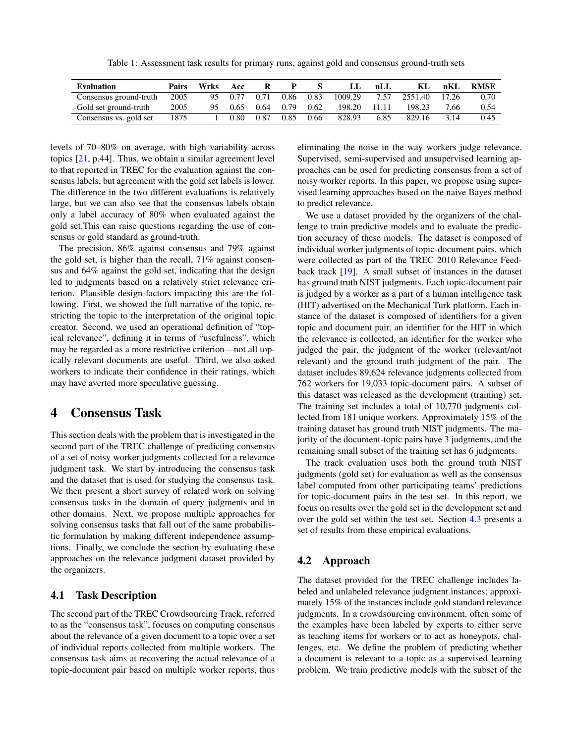Table 1: Assessment task results for primary runs, against gold and consensus ground-truth sets

| Evaluation | Pairs | Wrks | Acc | R | P | S | LL | nLL | KL | nKL | RMSE |
|---|---|---|---|---|---|---|---|---|---|---|---|
| Consensus ground-truth | 2005 | 95 | 0.77 | 0.71 | 0.86 | 0.83 | 1009.29 | 7.57 | 2551.40 | 17.26 | 0.70 |
| Gold set ground-truth | 2005 | 95 | 0.65 | 0.64 | 0.79 | 0.62 | 198.20 | 11.11 | 198.23 | 7.66 | 0.54 |
| Consensus vs. gold set | 1875 | 1 | 0.80 | 0.87 | 0.85 | 0.66 | 828.93 | 6.85 | 829.16 | 3.14 | 0.45 |

levels of 70–80% on average, with high variability across topics [21, p.44]. Thus, we obtain a similar agreement level to that reported in TREC for the evaluation against the consensus labels, but agreement with the gold set labels is lower. The difference in the two different evaluations is relatively large, but we can also see that the consensus labels obtain only a label accuracy of 80% when evaluated against the gold set.This can raise questions regarding the use of consensus or gold standard as ground-truth.

The precision, 86% against consensus and 79% against the gold set, is higher than the recall, 71% against consensus and 64% against the gold set, indicating that the design led to judgments based on a relatively strict relevance criterion. Plausible design factors impacting this are the following. First, we showed the full narrative of the topic, restricting the topic to the interpretation of the original topic creator. Second, we used an operational definition of "topical relevance", defining it in terms of "usefulness", which may be regarded as a more restrictive criterion—not all topically relevant documents are useful. Third, we also asked workers to indicate their confidence in their ratings, which may have averted more speculative guessing.

# 4 Consensus Task

This section deals with the problem that is investigated in the second part of the TREC challenge of predicting consensus of a set of noisy worker judgments collected for a relevance judgment task. We start by introducing the consensus task and the dataset that is used for studying the consensus task. We then present a short survey of related work on solving consensus tasks in the domain of query judgments and in other domains. Next, we propose multiple approaches for solving consensus tasks that fall out of the same probabilistic formulation by making different independence assumptions. Finally, we conclude the section by evaluating these approaches on the relevance judgment dataset provided by the organizers.

## 4.1 Task Description

The second part of the TREC Crowdsourcing Track, referred to as the "consensus task", focuses on computing consensus about the relevance of a given document to a topic over a set of individual reports collected from multiple workers. The consensus task aims at recovering the actual relevance of a topic-document pair based on multiple worker reports, thus eliminating the noise in the way workers judge relevance. Supervised, semi-supervised and unsupervised learning approaches can be used for predicting consensus from a set of noisy worker reports. In this paper, we propose using supervised learning approaches based on the naive Bayes method to predict relevance.

We use a dataset provided by the organizers of the challenge to train predictive models and to evaluate the prediction accuracy of these models. The dataset is composed of individual worker judgments of topic-document pairs, which were collected as part of the TREC 2010 Relevance Feedback track [19]. A small subset of instances in the dataset has ground truth NIST judgments. Each topic-document pair is judged by a worker as a part of a human intelligence task (HIT) advertised on the Mechanical Turk platform. Each instance of the dataset is composed of identifiers for a given topic and document pair, an identifier for the HIT in which the relevance is collected, an identifier for the worker who judged the pair, the judgment of the worker (relevant/not relevant) and the ground truth judgment of the pair. The dataset includes 89,624 relevance judgments collected from 762 workers for 19,033 topic-document pairs. A subset of this dataset was released as the development (training) set. The training set includes a total of 10,770 judgments collected from 181 unique workers. Approximately 15% of the training dataset has ground truth NIST judgments. The majority of the document-topic pairs have 3 judgments, and the remaining small subset of the training set has 6 judgments.

The track evaluation uses both the ground truth NIST judgments (gold set) for evaluation as well as the consensus label computed from other participating teams' predictions for topic-document pairs in the test set. In this report, we focus on results over the gold set in the development set and over the gold set within the test set. Section 4.3 presents a set of results from these empirical evaluations.

## 4.2 Approach

The dataset provided for the TREC challenge includes labeled and unlabeled relevance judgment instances; approximately 15% of the instances include gold standard relevance judgments. In a crowdsourcing environment, often some of the examples have been labeled by experts to either serve as teaching items for workers or to act as honeypots, challenges, etc. We define the problem of predicting whether a document is relevant to a topic as a supervised learning problem. We train predictive models with the subset of the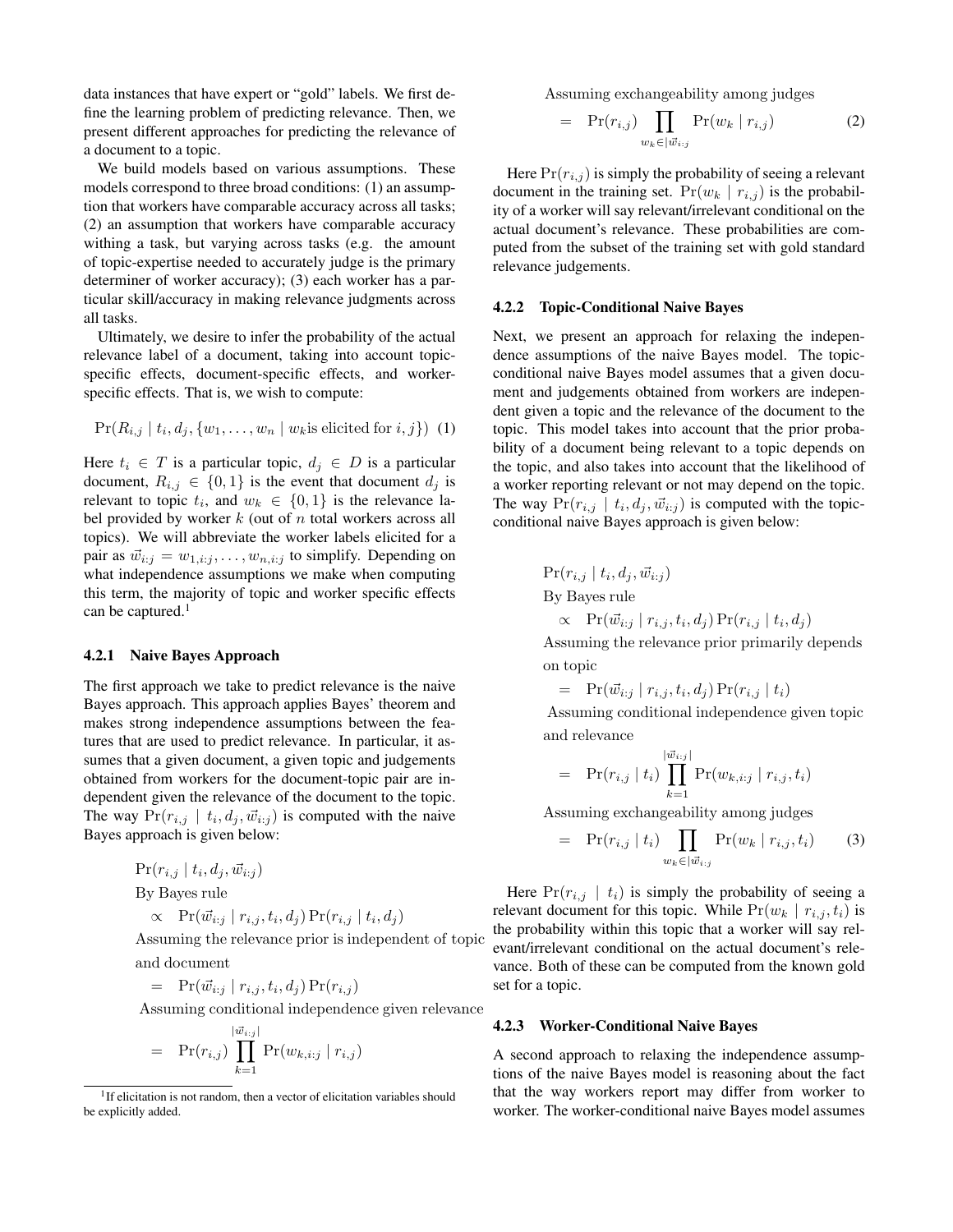data instances that have expert or "gold" labels. We first define the learning problem of predicting relevance. Then, we present different approaches for predicting the relevance of a document to a topic.

We build models based on various assumptions. These models correspond to three broad conditions: (1) an assumption that workers have comparable accuracy across all tasks; (2) an assumption that workers have comparable accuracy withing a task, but varying across tasks (e.g. the amount of topic-expertise needed to accurately judge is the primary determiner of worker accuracy); (3) each worker has a particular skill/accuracy in making relevance judgments across all tasks.

Ultimately, we desire to infer the probability of the actual relevance label of a document, taking into account topic-specific effects, document-specific effects, and worker-specific effects. That is, we wish to compute:

$$\Pr(R_{i,j} \mid t_i, d_j, \{w_1, \ldots, w_n \mid w_k \text{is elicited for } i, j\}) \quad (1)$$

Here $t_i \in T$ is a particular topic, $d_j \in D$ is a particular document, $R_{i,j} \in \{0, 1\}$ is the event that document $d_j$ is relevant to topic $t_i$, and $w_k \in \{0, 1\}$ is the relevance label provided by worker $k$ (out of $n$ total workers across all topics). We will abbreviate the worker labels elicited for a pair as $\vec{w}_{i:j} = w_{1,i:j}, \ldots, w_{n,i:j}$ to simplify. Depending on what independence assumptions we make when computing this term, the majority of topic and worker specific effects can be captured.[1]

[1] If elicitation is not random, then a vector of elicitation variables should be explicitly added.

#### 4.2.1 Naive Bayes Approach

The first approach we take to predict relevance is the naive Bayes approach. This approach applies Bayes' theorem and makes strong independence assumptions between the features that are used to predict relevance. In particular, it assumes that a given document, a given topic and judgements obtained from workers for the document-topic pair are independent given the relevance of the document to the topic. The way $\Pr(r_{i,j} \mid t_i, d_j, \vec{w}_{i:j})$ is computed with the naive Bayes approach is given below:

$$
\begin{aligned}
&\Pr(r_{i,j} \mid t_i, d_j, \vec{w}_{i:j}) \\
&\text{By Bayes rule} \\
&\quad \propto \quad \Pr(\vec{w}_{i:j} \mid r_{i,j}, t_i, d_j) \Pr(r_{i,j} \mid t_i, d_j) \\
&\text{Assuming the relevance prior is independent of topic and document} \\
&\quad = \quad \Pr(\vec{w}_{i:j} \mid r_{i,j}, t_i, d_j) \Pr(r_{i,j}) \\
&\text{Assuming conditional independence given relevance} \\
&\quad = \quad \Pr(r_{i,j}) \prod_{k=1}^{|\vec{w}_{i:j}|} \Pr(w_{k,i:j} \mid r_{i,j}) \\
&\text{Assuming exchangeability among judges} \\
&\quad = \quad \Pr(r_{i,j}) \prod_{w_k \in |\vec{w}_{i:j}} \Pr(w_k \mid r_{i,j}) \qquad (2)
\end{aligned}
$$

Here $\Pr(r_{i,j})$ is simply the probability of seeing a relevant document in the training set. $\Pr(w_k \mid r_{i,j})$ is the probability of a worker will say relevant/irrelevant conditional on the actual document's relevance. These probabilities are computed from the subset of the training set with gold standard relevance judgements.

#### 4.2.2 Topic-Conditional Naive Bayes

Next, we present an approach for relaxing the independence assumptions of the naive Bayes model. The topic-conditional naive Bayes model assumes that a given document and judgements obtained from workers are independent given a topic and the relevance of the document to the topic. This model takes into account that the prior probability of a document being relevant to a topic depends on the topic, and also takes into account that the likelihood of a worker reporting relevant or not may depend on the topic. The way $\Pr(r_{i,j} \mid t_i, d_j, \vec{w}_{i:j})$ is computed with the topic-conditional naive Bayes approach is given below:

$$
\begin{aligned}
&\Pr(r_{i,j} \mid t_i, d_j, \vec{w}_{i:j}) \\
&\text{By Bayes rule} \\
&\quad \propto \quad \Pr(\vec{w}_{i:j} \mid r_{i,j}, t_i, d_j) \Pr(r_{i,j} \mid t_i, d_j) \\
&\text{Assuming the relevance prior primarily depends on topic} \\
&\quad = \quad \Pr(\vec{w}_{i:j} \mid r_{i,j}, t_i, d_j) \Pr(r_{i,j} \mid t_i) \\
&\text{Assuming conditional independence given topic and relevance} \\
&\quad = \quad \Pr(r_{i,j} \mid t_i) \prod_{k=1}^{|\vec{w}_{i:j}|} \Pr(w_{k,i:j} \mid r_{i,j}, t_i) \\
&\text{Assuming exchangeability among judges} \\
&\quad = \quad \Pr(r_{i,j} \mid t_i) \prod_{w_k \in |\vec{w}_{i:j}} \Pr(w_k \mid r_{i,j}, t_i) \qquad (3)
\end{aligned}
$$

Here $\Pr(r_{i,j} \mid t_i)$ is simply the probability of seeing a relevant document for this topic. While $\Pr(w_k \mid r_{i,j}, t_i)$ is the probability within this topic that a worker will say relevant/irrelevant conditional on the actual document's relevance. Both of these can be computed from the known gold set for a topic.

#### 4.2.3 Worker-Conditional Naive Bayes

A second approach to relaxing the independence assumptions of the naive Bayes model is reasoning about the fact that the way workers report may differ from worker to worker. The worker-conditional naive Bayes model assumes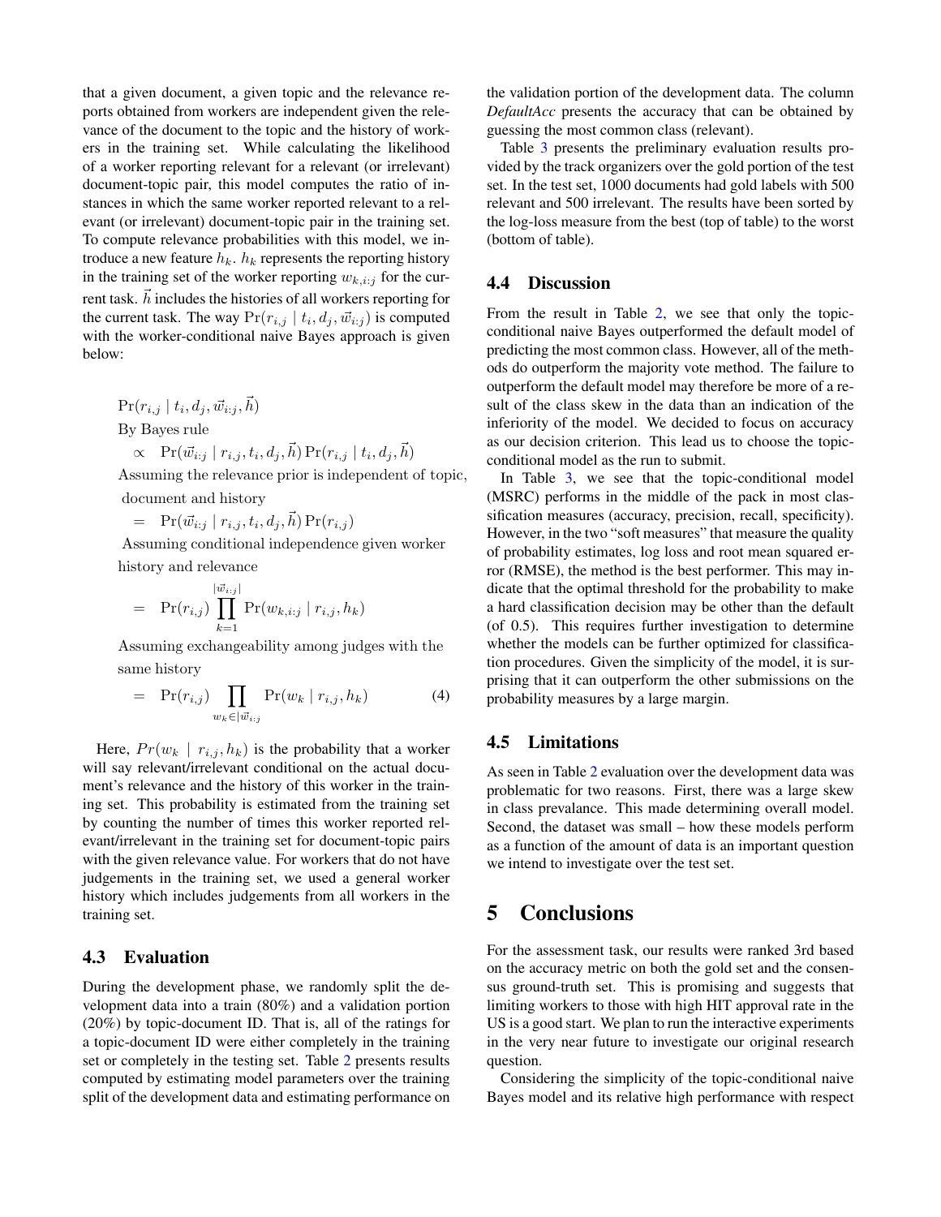that a given document, a given topic and the relevance reports obtained from workers are independent given the relevance of the document to the topic and the history of workers in the training set. While calculating the likelihood of a worker reporting relevant for a relevant (or irrelevant) document-topic pair, this model computes the ratio of instances in which the same worker reported relevant to a relevant (or irrelevant) document-topic pair in the training set. To compute relevance probabilities with this model, we introduce a new feature $h_k$. $h_k$ represents the reporting history in the training set of the worker reporting $w_{k,i:j}$ for the current task. $\vec{h}$ includes the histories of all workers reporting for the current task. The way $\Pr(r_{i,j} \mid t_i, d_j, \vec{w}_{i:j})$ is computed with the worker-conditional naive Bayes approach is given below:

$$
\begin{aligned}
&\Pr(r_{i,j} \mid t_i, d_j, \vec{w}_{i:j}, \vec{h}) \\
&\text{By Bayes rule} \\
&\quad \propto \quad \Pr(\vec{w}_{i:j} \mid r_{i,j}, t_i, d_j, \vec{h}) \Pr(r_{i,j} \mid t_i, d_j, \vec{h}) \\
&\text{Assuming the relevance prior is independent of topic,} \\
&\text{document and history} \\
&\quad = \quad \Pr(\vec{w}_{i:j} \mid r_{i,j}, t_i, d_j, \vec{h}) \Pr(r_{i,j}) \\
&\text{Assuming conditional independence given worker} \\
&\text{history and relevance} \\
&\quad = \quad \Pr(r_{i,j}) \prod_{k=1}^{|\vec{w}_{i:j}|} \Pr(w_{k,i:j} \mid r_{i,j}, h_k) \\
&\text{Assuming exchangeability among judges with the} \\
&\text{same history} \\
&\quad = \quad \Pr(r_{i,j}) \prod_{w_k \in |\vec{w}_{i:j}} \Pr(w_k \mid r_{i,j}, h_k) \qquad (4)
\end{aligned}
$$

Here, $Pr(w_k \mid r_{i,j}, h_k)$ is the probability that a worker will say relevant/irrelevant conditional on the actual document's relevance and the history of this worker in the training set. This probability is estimated from the training set by counting the number of times this worker reported relevant/irrelevant in the training set for document-topic pairs with the given relevance value. For workers that do not have judgements in the training set, we used a general worker history which includes judgements from all workers in the training set.

### 4.3 Evaluation

During the development phase, we randomly split the development data into a train (80%) and a validation portion (20%) by topic-document ID. That is, all of the ratings for a topic-document ID were either completely in the training set or completely in the testing set. Table 2 presents results computed by estimating model parameters over the training split of the development data and estimating performance on the validation portion of the development data. The column *DefaultAcc* presents the accuracy that can be obtained by guessing the most common class (relevant).

Table 3 presents the preliminary evaluation results provided by the track organizers over the gold portion of the test set. In the test set, 1000 documents had gold labels with 500 relevant and 500 irrelevant. The results have been sorted by the log-loss measure from the best (top of table) to the worst (bottom of table).

### 4.4 Discussion

From the result in Table 2, we see that only the topic-conditional naive Bayes outperformed the default model of predicting the most common class. However, all of the methods do outperform the majority vote method. The failure to outperform the default model may therefore be more of a result of the class skew in the data than an indication of the inferiority of the model. We decided to focus on accuracy as our decision criterion. This lead us to choose the topic-conditional model as the run to submit.

In Table 3, we see that the topic-conditional model (MSRC) performs in the middle of the pack in most classification measures (accuracy, precision, recall, specificity). However, in the two "soft measures" that measure the quality of probability estimates, log loss and root mean squared error (RMSE), the method is the best performer. This may indicate that the optimal threshold for the probability to make a hard classification decision may be other than the default (of 0.5). This requires further investigation to determine whether the models can be further optimized for classification procedures. Given the simplicity of the model, it is surprising that it can outperform the other submissions on the probability measures by a large margin.

### 4.5 Limitations

As seen in Table 2 evaluation over the development data was problematic for two reasons. First, there was a large skew in class prevalance. This made determining overall model. Second, the dataset was small – how these models perform as a function of the amount of data is an important question we intend to investigate over the test set.

## 5 Conclusions

For the assessment task, our results were ranked 3rd based on the accuracy metric on both the gold set and the consensus ground-truth set. This is promising and suggests that limiting workers to those with high HIT approval rate in the US is a good start. We plan to run the interactive experiments in the very near future to investigate our original research question.

Considering the simplicity of the topic-conditional naive Bayes model and its relative high performance with respect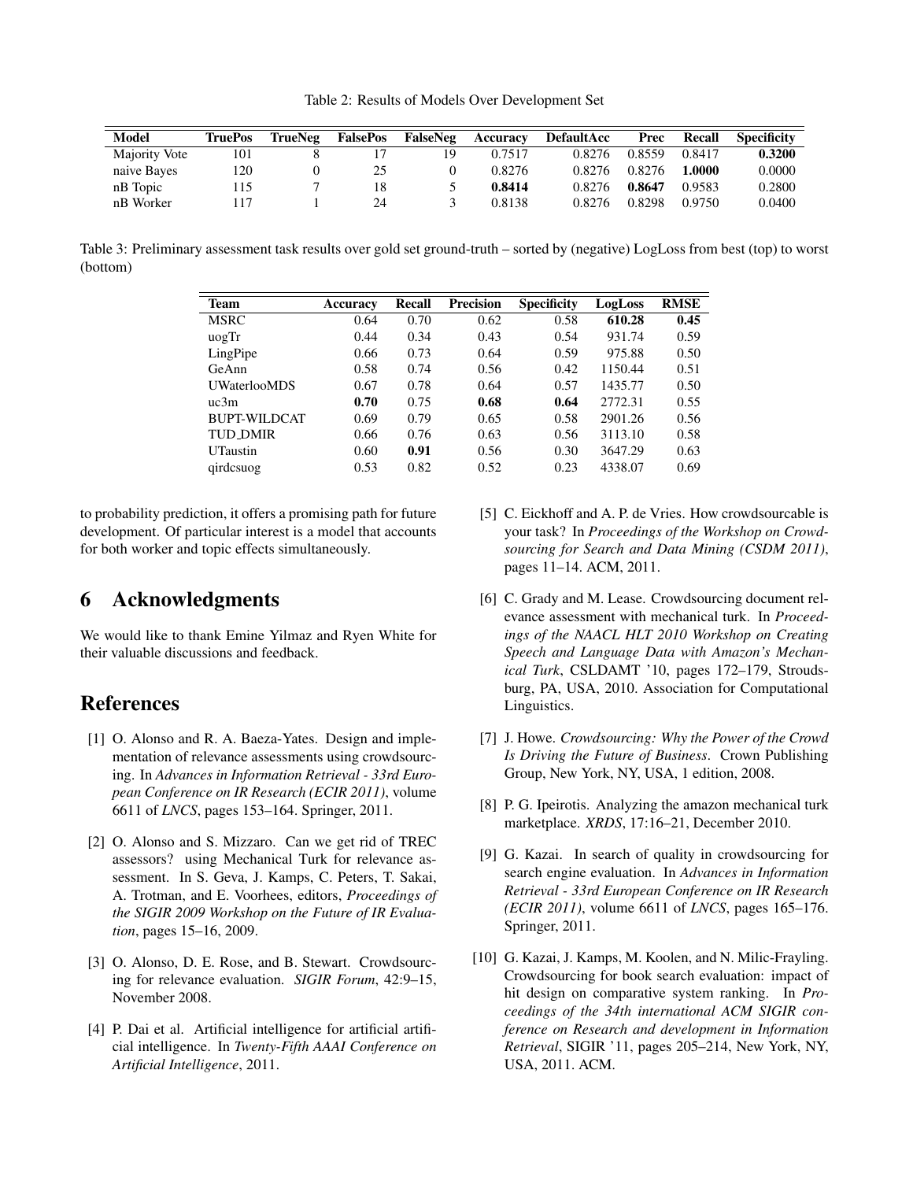Table 2: Results of Models Over Development Set

| Model | TruePos | TrueNeg | FalsePos | FalseNeg | Accuracy | DefaultAcc | Prec | Recall | Specificity |
|---|---|---|---|---|---|---|---|---|---|
| Majority Vote | 101 | 8 | 17 | 19 | 0.7517 | 0.8276 | 0.8559 | 0.8417 | **0.3200** |
| naive Bayes | 120 | 0 | 25 | 0 | 0.8276 | 0.8276 | 0.8276 | **1.0000** | 0.0000 |
| nB Topic | 115 | 7 | 18 | 5 | **0.8414** | 0.8276 | **0.8647** | 0.9583 | 0.2800 |
| nB Worker | 117 | 1 | 24 | 3 | 0.8138 | 0.8276 | 0.8298 | 0.9750 | 0.0400 |

Table 3: Preliminary assessment task results over gold set ground-truth – sorted by (negative) LogLoss from best (top) to worst (bottom)

| Team | Accuracy | Recall | Precision | Specificity | LogLoss | RMSE |
|---|---|---|---|---|---|---|
| MSRC | 0.64 | 0.70 | 0.62 | 0.58 | **610.28** | **0.45** |
| uogTr | 0.44 | 0.34 | 0.43 | 0.54 | 931.74 | 0.59 |
| LingPipe | 0.66 | 0.73 | 0.64 | 0.59 | 975.88 | 0.50 |
| GeAnn | 0.58 | 0.74 | 0.56 | 0.42 | 1150.44 | 0.51 |
| UWaterlooMDS | 0.67 | 0.78 | 0.64 | 0.57 | 1435.77 | 0.50 |
| uc3m | **0.70** | 0.75 | **0.68** | **0.64** | 2772.31 | 0.55 |
| BUPT-WILDCAT | 0.69 | 0.79 | 0.65 | 0.58 | 2901.26 | 0.56 |
| TUD_DMIR | 0.66 | 0.76 | 0.63 | 0.56 | 3113.10 | 0.58 |
| UTaustin | 0.60 | **0.91** | 0.56 | 0.30 | 3647.29 | 0.63 |
| qirdcsuog | 0.53 | 0.82 | 0.52 | 0.23 | 4338.07 | 0.69 |

to probability prediction, it offers a promising path for future development. Of particular interest is a model that accounts for both worker and topic effects simultaneously.

# 6 Acknowledgments

We would like to thank Emine Yilmaz and Ryen White for their valuable discussions and feedback.

# References

[1] O. Alonso and R. A. Baeza-Yates. Design and implementation of relevance assessments using crowdsourcing. In *Advances in Information Retrieval - 33rd European Conference on IR Research (ECIR 2011)*, volume 6611 of *LNCS*, pages 153–164. Springer, 2011.

[2] O. Alonso and S. Mizzaro. Can we get rid of TREC assessors? using Mechanical Turk for relevance assessment. In S. Geva, J. Kamps, C. Peters, T. Sakai, A. Trotman, and E. Voorhees, editors, *Proceedings of the SIGIR 2009 Workshop on the Future of IR Evaluation*, pages 15–16, 2009.

[3] O. Alonso, D. E. Rose, and B. Stewart. Crowdsourcing for relevance evaluation. *SIGIR Forum*, 42:9–15, November 2008.

[4] P. Dai et al. Artificial intelligence for artificial artificial intelligence. In *Twenty-Fifth AAAI Conference on Artificial Intelligence*, 2011.

[5] C. Eickhoff and A. P. de Vries. How crowdsourcable is your task? In *Proceedings of the Workshop on Crowdsourcing for Search and Data Mining (CSDM 2011)*, pages 11–14. ACM, 2011.

[6] C. Grady and M. Lease. Crowdsourcing document relevance assessment with mechanical turk. In *Proceedings of the NAACL HLT 2010 Workshop on Creating Speech and Language Data with Amazon's Mechanical Turk*, CSLDAMT '10, pages 172–179, Stroudsburg, PA, USA, 2010. Association for Computational Linguistics.

[7] J. Howe. *Crowdsourcing: Why the Power of the Crowd Is Driving the Future of Business*. Crown Publishing Group, New York, NY, USA, 1 edition, 2008.

[8] P. G. Ipeirotis. Analyzing the amazon mechanical turk marketplace. *XRDS*, 17:16–21, December 2010.

[9] G. Kazai. In search of quality in crowdsourcing for search engine evaluation. In *Advances in Information Retrieval - 33rd European Conference on IR Research (ECIR 2011)*, volume 6611 of *LNCS*, pages 165–176. Springer, 2011.

[10] G. Kazai, J. Kamps, M. Koolen, and N. Milic-Frayling. Crowdsourcing for book search evaluation: impact of hit design on comparative system ranking. In *Proceedings of the 34th international ACM SIGIR conference on Research and development in Information Retrieval*, SIGIR '11, pages 205–214, New York, NY, USA, 2011. ACM.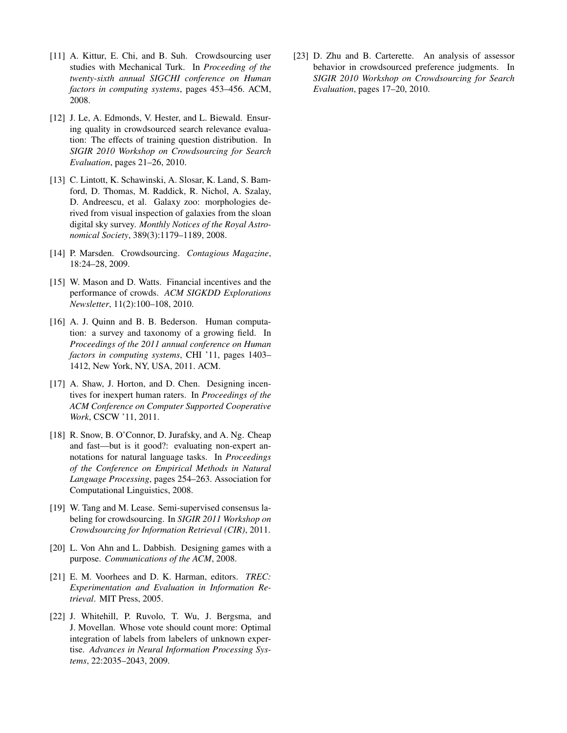[11] A. Kittur, E. Chi, and B. Suh. Crowdsourcing user studies with Mechanical Turk. In *Proceeding of the twenty-sixth annual SIGCHI conference on Human factors in computing systems*, pages 453–456. ACM, 2008.

[12] J. Le, A. Edmonds, V. Hester, and L. Biewald. Ensuring quality in crowdsourced search relevance evaluation: The effects of training question distribution. In *SIGIR 2010 Workshop on Crowdsourcing for Search Evaluation*, pages 21–26, 2010.

[13] C. Lintott, K. Schawinski, A. Slosar, K. Land, S. Bamford, D. Thomas, M. Raddick, R. Nichol, A. Szalay, D. Andreescu, et al. Galaxy zoo: morphologies derived from visual inspection of galaxies from the sloan digital sky survey. *Monthly Notices of the Royal Astronomical Society*, 389(3):1179–1189, 2008.

[14] P. Marsden. Crowdsourcing. *Contagious Magazine*, 18:24–28, 2009.

[15] W. Mason and D. Watts. Financial incentives and the performance of crowds. *ACM SIGKDD Explorations Newsletter*, 11(2):100–108, 2010.

[16] A. J. Quinn and B. B. Bederson. Human computation: a survey and taxonomy of a growing field. In *Proceedings of the 2011 annual conference on Human factors in computing systems*, CHI '11, pages 1403–1412, New York, NY, USA, 2011. ACM.

[17] A. Shaw, J. Horton, and D. Chen. Designing incentives for inexpert human raters. In *Proceedings of the ACM Conference on Computer Supported Cooperative Work*, CSCW '11, 2011.

[18] R. Snow, B. O'Connor, D. Jurafsky, and A. Ng. Cheap and fast—but is it good?: evaluating non-expert annotations for natural language tasks. In *Proceedings of the Conference on Empirical Methods in Natural Language Processing*, pages 254–263. Association for Computational Linguistics, 2008.

[19] W. Tang and M. Lease. Semi-supervised consensus labeling for crowdsourcing. In *SIGIR 2011 Workshop on Crowdsourcing for Information Retrieval (CIR)*, 2011.

[20] L. Von Ahn and L. Dabbish. Designing games with a purpose. *Communications of the ACM*, 2008.

[21] E. M. Voorhees and D. K. Harman, editors. *TREC: Experimentation and Evaluation in Information Retrieval*. MIT Press, 2005.

[22] J. Whitehill, P. Ruvolo, T. Wu, J. Bergsma, and J. Movellan. Whose vote should count more: Optimal integration of labels from labelers of unknown expertise. *Advances in Neural Information Processing Systems*, 22:2035–2043, 2009.

[23] D. Zhu and B. Carterette. An analysis of assessor behavior in crowdsourced preference judgments. In *SIGIR 2010 Workshop on Crowdsourcing for Search Evaluation*, pages 17–20, 2010.